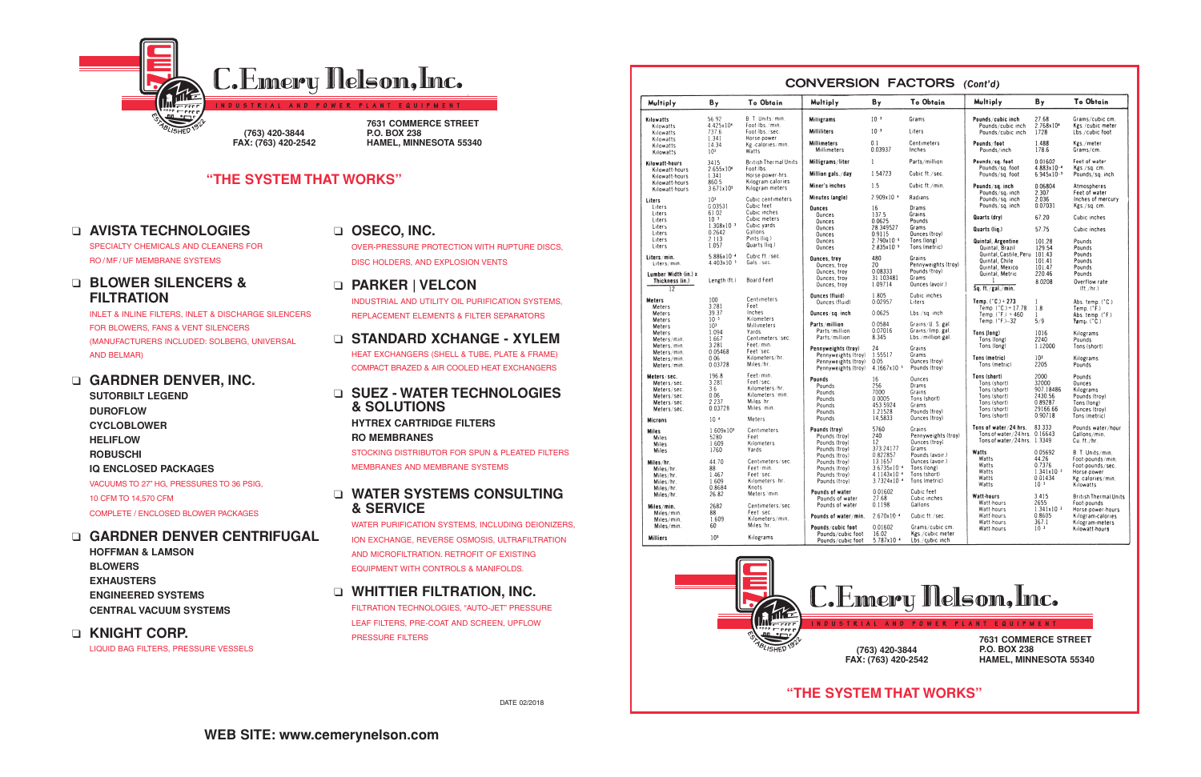# C.Emery Nelson, Inc.

INDUSTRIAL AND POWER PLANT EQUIPMENT

ESTABLISHED 1922

(763) 420-3844
FAX: (763) 420-2542

7631 COMMERCE STREET
P.O. BOX 238
HAMEL, MINNESOTA 55340

## "THE SYSTEM THAT WORKS"

- **AVISTA TECHNOLOGIES**
  SPECIALTY CHEMICALS AND CLEANERS FOR RO / MF / UF MEMBRANE SYSTEMS
- **BLOWER SILENCERS & FILTRATION**
  INLET & INLINE FILTERS, INLET & DISCHARGE SILENCERS FOR BLOWERS, FANS & VENT SILENCERS (MANUFACTURERS INCLUDED: SOLBERG, UNIVERSAL AND BELMAR)
- **GARDNER DENVER, INC.**
  **SUTORBILT LEGEND**
  **DUROFLOW**
  **CYCLOBLOWER**
  **HELIFLOW**
  **ROBUSCHI**
  **IQ ENCLOSED PACKAGES**
  VACUUMS TO 27" HG, PRESSURES TO 36 PSIG, 10 CFM TO 14,570 CFM
  COMPLETE / ENCLOSED BLOWER PACKAGES
- **GARDNER DENVER CENTRIFUGAL**
  **HOFFMAN & LAMSON**
  **BLOWERS**
  **EXHAUSTERS**
  **ENGINEERED SYSTEMS**
  **CENTRAL VACUUM SYSTEMS**
- **KNIGHT CORP.**
  LIQUID BAG FILTERS, PRESSURE VESSELS
- **OSECO, INC.**
  OVER-PRESSURE PROTECTION WITH RUPTURE DISCS, DISC HOLDERS, AND EXPLOSION VENTS
- **PARKER | VELCON**
  INDUSTRIAL AND UTILITY OIL PURIFICATION SYSTEMS, REPLACEMENT ELEMENTS & FILTER SEPARATORS
- **STANDARD XCHANGE - XYLEM**
  HEAT EXCHANGERS (SHELL & TUBE, PLATE & FRAME) COMPACT BRAZED & AIR COOLED HEAT EXCHANGERS
- **SUEZ - WATER TECHNOLOGIES & SOLUTIONS**
  **HYTREX CARTRIDGE FILTERS**
  **RO MEMBRANES**
  STOCKING DISTRIBUTOR FOR SPUN & PLEATED FILTERS
  MEMBRANES AND MEMBRANE SYSTEMS
- **WATER SYSTEMS CONSULTING & SERVICE**
  WATER PURIFICATION SYSTEMS, INCLUDING DEIONIZERS, ION EXCHANGE, REVERSE OSMOSIS, ULTRAFILTRATION AND MICROFILTRATION. RETROFIT OF EXISTING EQUIPMENT WITH CONTROLS & MANIFOLDS.
- **WHITTIER FILTRATION, INC.**
  FILTRATION TECHNOLOGIES, "AUTO-JET" PRESSURE LEAF FILTERS, PRE-COAT AND SCREEN, UPFLOW PRESSURE FILTERS

DATE 02/2018

**WEB SITE: www.cemerynelson.com**

## CONVERSION FACTORS *(Cont'd)*

| Multiply | By | To Obtain |
|---|---|---|
| **Kilowatts** | 56.92 | B.T. Units/min. |
| Kilowatts | $4.425 \times 10^4$ | Foot-lbs./min. |
| Kilowatts | 737.6 | Foot-lbs./sec. |
| Kilowatts | 1.341 | Horse-power |
| Kilowatts | 14.34 | Kg.-calories/min. |
| Kilowatts | $10^3$ | Watts |
| **Kilowatt-hours** | 3415 | British Thermal Units |
| Kilowatt-hours | $2.655 \times 10^6$ | Foot-lbs. |
| Kilowatt-hours | 1.341 | Horse-power-hrs. |
| Kilowatt-hours | 860.5 | Kilogram-calories |
| Kilowatt-hours | $3.671 \times 10^5$ | Kilogram-meters |
| **Liters** | $10^3$ | Cubic centimeters |
| Liters | 0.03531 | Cubic feet |
| Liters | 61.02 | Cubic inches |
| Liters | $10^{-3}$ | Cubic meters |
| Liters | $1.308 \times 10^{-3}$ | Cubic yards |
| Liters | 0.2642 | Gallons |
| Liters | 2.113 | Pints (liq.) |
| Liters | 1.057 | Quarts (liq.) |
| **Liters/min.** | $5.886 \times 10^{-4}$ | Cubic ft./sec. |
| Liters/min. | $4.403 \times 10^{-3}$ | Gals./sec. |
| **Lumber Width (in.) x Thickness (in.) / 12** | Length (ft.) | Board Feet |
| **Meters** | 100 | Centimeters |
| Meters | 3.281 | Feet |
| Meters | 39.37 | Inches |
| Meters | $10^{-3}$ | Kilometers |
| Meters | $10^3$ | Millimeters |
| Meters | 1.094 | Yards |
| Meters/min. | 1.667 | Centimeters/sec. |
| Meters/min. | 3.281 | Feet/min. |
| Meters/min. | 0.05468 | Feet/sec. |
| Meters/min. | 0.06 | Kilometers/hr. |
| Meters/min. | 0.03728 | Miles/hr. |
| **Meters/sec.** | 196.8 | Feet/min. |
| Meters/sec. | 3.281 | Feet/sec. |
| Meters/sec. | 3.6 | Kilometers/hr. |
| Meters/sec. | 0.06 | Kilometers/min. |
| Meters/sec. | 2.237 | Miles/hr. |
| Meters/sec. | 0.03728 | Miles/min. |
| **Microns** | $10^{-6}$ | Meters |
| **Miles** | $1.609 \times 10^5$ | Centimeters |
| Miles | 5280 | Feet |
| Miles | 1.609 | Kilometers |
| Miles | 1760 | Yards |
| **Miles/hr.** | 44.70 | Centimeters/sec. |
| Miles/hr. | 88 | Feet/min. |
| Miles/hr. | 1.467 | Feet/sec. |
| Miles/hr. | 1.609 | Kilometers/hr. |
| Miles/hr. | 0.8684 | Knots |
| Miles/hr. | 26.82 | Meters/min. |
| **Miles/min.** | 2682 | Centimeters/sec. |
| Miles/min. | 88 | Feet/sec. |
| Miles/min. | 1.609 | Kilometers/min. |
| Miles/min. | 60 | Miles/hr. |
| **Milliers** | $10^3$ | Kilograms |
| **Milligrams** | $10^{-3}$ | Grams |
| **Milliliters** | $10^{-3}$ | Liters |
| **Millimeters** | 0.1 | Centimeters |
| Millimeters | 0.03937 | Inches |
| **Milligrams/liter** | 1 | Parts/million |
| **Million gals./day** | 1.54723 | Cubic ft./sec. |
| **Miner's inches** | 1.5 | Cubic ft./min. |
| **Minutes (angle)** | $2.909 \times 10^{-4}$ | Radians |
| **Ounces** | 16 | Drams |
| Ounces | 437.5 | Grains |
| Ounces | 0.0625 | Pounds |
| Ounces | 28.349527 | Grams |
| Ounces | 0.9115 | Ounces (troy) |
| Ounces | $2.790 \times 10^{-5}$ | Tons (long) |
| Ounces | $2.835 \times 10^{-5}$ | Tons (metric) |
| **Ounces, troy** | 480 | Grains |
| Ounces, troy | 20 | Pennyweights (troy) |
| Ounces, troy | 0.08333 | Pounds (troy) |
| Ounces, troy | 31.103481 | Grams |
| Ounces, troy | 1.09714 | Ounces (avoir.) |
| **Ounces (fluid)** | 1.805 | Cubic inches |
| Ounces (fluid) | 0.02957 | Liters |
| **Ounces/sq. inch** | 0.0625 | Lbs./sq. inch |
| **Parts/million** | 0.0584 | Grains/U.S. gal. |
| Parts/million | 0.07016 | Grains/Imp. gal. |
| Parts/million | 8.345 | Lbs./million gal. |
| **Pennyweights (troy)** | 24 | Grains |
| Pennyweights (troy) | 1.55517 | Grams |
| Pennyweights (troy) | 0.05 | Ounces (troy) |
| Pennyweights (troy) | $4.1667 \times 10^{-3}$ | Pounds (troy) |
| **Pounds** | 16 | Ounces |
| Pounds | 256 | Drams |
| Pounds | 7000 | Grains |
| Pounds | 0.0005 | Tons (short) |
| Pounds | 453.5924 | Grams |
| Pounds | 1.21528 | Pounds (troy) |
| Pounds | 14.5833 | Ounces (troy) |
| **Pounds (troy)** | 5760 | Grains |
| Pounds (troy) | 240 | Pennyweights (troy) |
| Pounds (troy) | 12 | Ounces (troy) |
| Pounds (troy) | 373.24177 | Grams |
| Pounds (troy) | 0.822857 | Pounds (avoir.) |
| Pounds (troy) | 13.1657 | Ounces (avoir.) |
| Pounds (troy) | $3.6735 \times 10^{-4}$ | Tons (long) |
| Pounds (troy) | $4.1143 \times 10^{-4}$ | Tons (short) |
| Pounds (troy) | $3.7324 \times 10^{-4}$ | Tons (metric) |
| **Pounds of water** | 0.01602 | Cubic feet |
| Pounds of water | 27.68 | Cubic inches |
| Pounds of water | 0.1198 | Gallons |
| **Pounds of water/min.** | $2.670 \times 10^{-4}$ | Cubic ft./sec. |
| **Pounds/cubic foot** | 0.01602 | Grams/cubic cm. |
| Pounds/cubic foot | 16.02 | Kgs./cubic meter |
| Pounds/cubic foot | $5.787 \times 10^{-4}$ | Lbs./cubic inch |
| **Pounds/cubic inch** | 27.68 | Grams/cubic cm. |
| Pounds/cubic inch | $2.768 \times 10^4$ | Kgs./cubic meter |
| Pounds/cubic inch | 1728 | Lbs./cubic foot |
| **Pounds/foot** | 1.488 | Kgs./meter |
| Pounds/inch | 178.6 | Grams/cm. |
| **Pounds/sq. foot** | 0.01602 | Feet of water |
| Pounds/sq. foot | $4.883 \times 10^{-4}$ | Kgs./sq. cm. |
| Pounds/sq. foot | $6.945 \times 10^{-3}$ | Pounds/sq. inch |
| **Pounds/sq. inch** | 0.06804 | Atmospheres |
| Pounds/sq. inch | 2.307 | Feet of water |
| Pounds/sq. inch | 2.036 | Inches of mercury |
| Pounds/sq. inch | 0.07031 | Kgs./sq. cm. |
| **Quarts (dry)** | 67.20 | Cubic inches |
| **Quarts (liq.)** | 57.75 | Cubic inches |
| **Quintal, Argentine** | 101.28 | Pounds |
| Quintal, Brazil | 129.54 | Pounds |
| Quintal, Castile, Peru | 101.43 | Pounds |
| Quintal, Chile | 101.41 | Pounds |
| Quintal, Mexico | 101.47 | Pounds |
| Quintal, Metric | 220.46 | Pounds |
| **1 / Sq. ft./gal./min.** | 8.0208 | Overflow rate (ft./hr.) |
| **Temp. (°C.)+273** | 1 | Abs. temp. (°C.) |
| Temp. (°C.)+17.78 | 1.8 | Temp. (°F.) |
| Temp. (°F.)+460 | 1 | Abs. temp. (°F.) |
| Temp. (°F.)−32 | 5/9 | Temp. (°C.) |
| **Tons (long)** | 1016 | Kilograms |
| Tons (long) | 2240 | Pounds |
| Tons (long) | 1.12000 | Tons (short) |
| **Tons (metric)** | $10^3$ | Kilograms |
| Tons (metric) | 2205 | Pounds |
| **Tons (short)** | 2000 | Pounds |
| Tons (short) | 32000 | Ounces |
| Tons (short) | 907.18486 | Kilograms |
| Tons (short) | 2430.56 | Pounds (troy) |
| Tons (short) | 0.89287 | Tons (long) |
| Tons (short) | 29166.66 | Ounces (troy) |
| Tons (short) | 0.90718 | Tons (metric) |
| **Tons of water/24 hrs.** | 83.333 | Pounds water/hour |
| Tons of water/24 hrs. | 0.16643 | Gallons/min. |
| Tons of water/24 hrs. | 1.3349 | Cu. ft./hr. |
| **Watts** | 0.05692 | B.T. Units/min. |
| Watts | 44.26 | Foot-pounds/min. |
| Watts | 0.7376 | Foot-pounds/sec. |
| Watts | $1.341 \times 10^{-3}$ | Horse power |
| Watts | 0.01434 | Kg.-calories/min. |
| Watts | $10^{-3}$ | Kilowatts |
| **Watt-hours** | 3.415 | British Thermal Units |
| Watt-hours | 2655 | Foot-pounds |
| Watt-hours | $1.341 \times 10^{-3}$ | Horse-power-hours |
| Watt-hours | 0.8605 | Kilogram-calories |
| Watt-hours | 367.1 | Kilogram-meters |
| Watt-hours | $10^{-3}$ | Kilowatt-hours |

# C.Emery Nelson, Inc.

INDUSTRIAL AND POWER PLANT EQUIPMENT

ESTABLISHED 1922

(763) 420-3844
FAX: (763) 420-2542

7631 COMMERCE STREET
P.O. BOX 238
HAMEL, MINNESOTA 55340

## "THE SYSTEM THAT WORKS"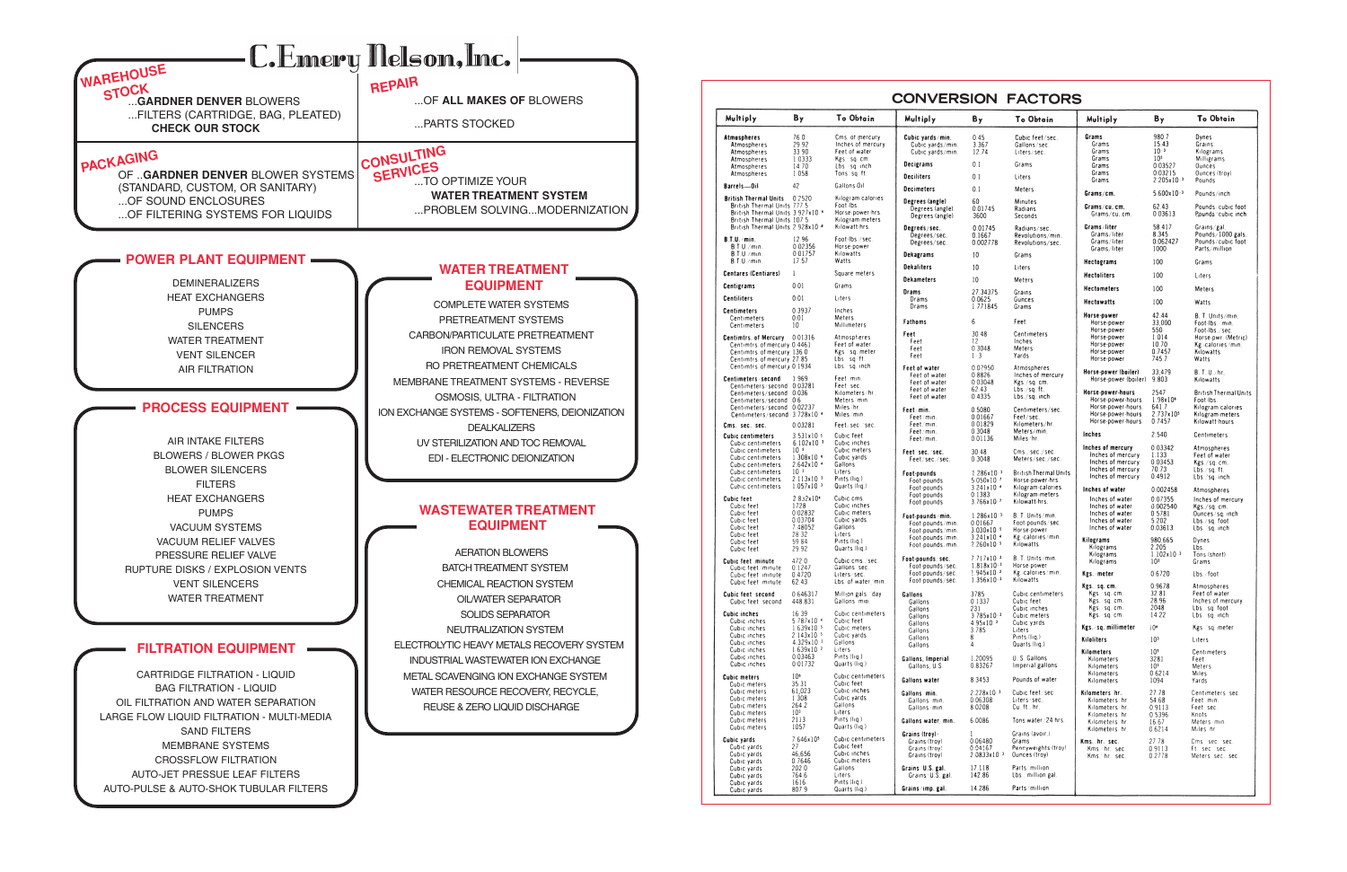# C.Emery Nelson, Inc.

## WAREHOUSE STOCK

...**GARDNER DENVER** BLOWERS
...FILTERS (CARTRIDGE, BAG, PLEATED)
**CHECK OUR STOCK**

## REPAIR

...OF **ALL MAKES OF** BLOWERS

...PARTS STOCKED

## PACKAGING

OF ...**GARDNER DENVER** BLOWER SYSTEMS (STANDARD, CUSTOM, OR SANITARY)
...OF SOUND ENCLOSURES
...OF FILTERING SYSTEMS FOR LIQUIDS

## CONSULTING SERVICES

...TO OPTIMIZE YOUR **WATER TREATMENT SYSTEM**
...PROBLEM SOLVING...MODERNIZATION

## POWER PLANT EQUIPMENT

DEMINERALIZERS
HEAT EXCHANGERS
PUMPS
SILENCERS
WATER TREATMENT
VENT SILENCER
AIR FILTRATION

## PROCESS EQUIPMENT

AIR INTAKE FILTERS
BLOWERS / BLOWER PKGS
BLOWER SILENCERS
FILTERS
HEAT EXCHANGERS
PUMPS
VACUUM SYSTEMS
VACUUM RELIEF VALVES
PRESSURE RELIEF VALVE
RUPTURE DISKS / EXPLOSION VENTS
VENT SILENCERS
WATER TREATMENT

## FILTRATION EQUIPMENT

CARTRIDGE FILTRATION - LIQUID
BAG FILTRATION - LIQUID
OIL FILTRATION AND WATER SEPARATION
LARGE FLOW LIQUID FILTRATION - MULTI-MEDIA
SAND FILTERS
MEMBRANE SYSTEMS
CROSSFLOW FILTRATION
AUTO-JET PRESSUE LEAF FILTERS
AUTO-PULSE & AUTO-SHOK TUBULAR FILTERS

## WATER TREATMENT EQUIPMENT

COMPLETE WATER SYSTEMS
PRETREATMENT SYSTEMS
CARBON/PARTICULATE PRETREATMENT
IRON REMOVAL SYSTEMS
RO PRETREATMENT CHEMICALS
MEMBRANE TREATMENT SYSTEMS - REVERSE OSMOSIS, ULTRA - FILTRATION
ION EXCHANGE SYSTEMS - SOFTENERS, DEIONIZATION
DEALKALIZERS
UV STERILIZATION AND TOC REMOVAL
EDI - ELECTRONIC DEIONIZATION

## WASTEWATER TREATMENT EQUIPMENT

AERATION BLOWERS
BATCH TREATMENT SYSTEM
CHEMICAL REACTION SYSTEM
OIL/WATER SEPARATOR
SOLIDS SEPARATOR
NEUTRALIZATION SYSTEM
ELECTROLYTIC HEAVY METALS RECOVERY SYSTEM
INDUSTRIAL WASTEWATER ION EXCHANGE
METAL SCAVENGING ION EXCHANGE SYSTEM
WATER RESOURCE RECOVERY, RECYCLE, REUSE & ZERO LIQUID DISCHARGE

# CONVERSION FACTORS

| Multiply | By | To Obtain |
|---|---|---|
| Atmospheres | 76.0 | Cms. of mercury |
| Atmospheres | 29.92 | Inches of mercury |
| Atmospheres | 33.90 | Feet of water |
| Atmospheres | 1.0333 | Kgs./sq. cm. |
| Atmospheres | 14.70 | Lbs./sq. inch |
| Atmospheres | 1.058 | Tons/sq. ft. |
| Barrels—Oil | 42 | Gallons-Oil |
| British Thermal Units | 0.2520 | Kilogram-calories |
| British Thermal Units | 777.5 | Foot-lbs. |
| British Thermal Units | $3.927\times10^{-4}$ | Horse-power-hrs. |
| British Thermal Units | 107.5 | Kilogram-meters |
| British Thermal Units | $2.928\times10^{-4}$ | Kilowatt-hrs. |
| B.T.U./min. | 12.96 | Foot-lbs./sec. |
| B.T.U./min. | 0.02356 | Horse-power |
| B.T.U./min. | 0.01757 | Kilowatts |
| B.T.U./min. | 17.57 | Watts |
| Centares (Centiares) | 1 | Square meters |
| Centigrams | 0.01 | Grams |
| Centiliters | 0.01 | Liters |
| Centimeters | 0.3937 | Inches |
| Centimeters | 0.01 | Meters |
| Centimeters | 10 | Millimeters |
| Centimtrs. of Mercury | 0.01316 | Atmospheres |
| Centimtrs. of mercury | 0.4461 | Feet of water |
| Centimtrs. of mercury | 136.0 | Kgs./sq. meter |
| Centimtrs. of mercury | 27.85 | Lbs./sq. ft. |
| Centimtrs. of mercury | 0.1934 | Lbs./sq. inch |
| Centimeters/second | 1.969 | Feet/min. |
| Centimeters/second | 0.03281 | Feet/sec. |
| Centimeters/second | 0.036 | Kilometers/hr. |
| Centimeters/second | 0.6 | Meters/min. |
| Centimeters/second | 0.02237 | Miles/hr. |
| Centimeters/second | $3.728\times10^{-4}$ | Miles/min. |
| Cms./sec./sec. | 0.03281 | Feet/sec./sec. |
| Cubic centimeters | $3.531\times10^{-5}$ | Cubic feet |
| Cubic centimeters | $6.102\times10^{-2}$ | Cubic inches |
| Cubic centimeters | $10^{-6}$ | Cubic meters |
| Cubic centimeters | $1.308\times10^{-6}$ | Cubic yards |
| Cubic centimeters | $2.642\times10^{-4}$ | Gallons |
| Cubic centimeters | $10^{-3}$ | Liters |
| Cubic centimeters | $2.113\times10^{-3}$ | Pints (liq.) |
| Cubic centimeters | $1.057\times10^{-3}$ | Quarts (liq.) |
| Cubic feet | $2.832\times10^{4}$ | Cubic cms. |
| Cubic feet | 1728 | Cubic inches |
| Cubic feet | 0.02832 | Cubic meters |
| Cubic feet | 0.03704 | Cubic yards |
| Cubic feet | 7.48052 | Gallons |
| Cubic feet | 28.32 | Liters |
| Cubic feet | 59.84 | Pints (liq.) |
| Cubic feet | 29.92 | Quarts (liq.) |
| Cubic feet/minute | 472.0 | Cubic cms./sec. |
| Cubic feet/minute | 0.1247 | Gallons/sec. |
| Cubic feet/minute | 0.4720 | Liters/sec. |
| Cubic feet/minute | 62.43 | Lbs. of water/min. |
| Cubic feet/second | 0.646317 | Million gals./day |
| Cubic feet/second | 448.831 | Gallons/min. |
| Cubic inches | 16.39 | Cubic centimeters |
| Cubic inches | $5.787\times10^{-4}$ | Cubic feet |
| Cubic inches | $1.639\times10^{-5}$ | Cubic meters |
| Cubic inches | $2.143\times10^{-5}$ | Cubic yards |
| Cubic inches | $4.329\times10^{-3}$ | Gallons |
| Cubic inches | $1.639\times10^{-2}$ | Liters |
| Cubic inches | 0.03463 | Pints (liq.) |
| Cubic inches | 0.01732 | Quarts (liq.) |
| Cubic meters | $10^{6}$ | Cubic centimeters |
| Cubic meters | 35.31 | Cubic feet |
| Cubic meters | 61,023 | Cubic inches |
| Cubic meters | 1.308 | Cubic yards |
| Cubic meters | 264.2 | Gallons |
| Cubic meters | $10^{3}$ | Liters |
| Cubic meters | 2113 | Pints (liq.) |
| Cubic meters | 1057 | Quarts (liq.) |
| Cubic yards | $7.646\times10^{5}$ | Cubic centimeters |
| Cubic yards | 27 | Cubic feet |
| Cubic yards | 46,656 | Cubic inches |
| Cubic yards | 0.7646 | Cubic meters |
| Cubic yards | 202.0 | Gallons |
| Cubic yards | 764.6 | Liters |
| Cubic yards | 1616 | Pints (liq.) |
| Cubic yards | 807.9 | Quarts (liq.) |

| Multiply | By | To Obtain |
|---|---|---|
| Cubic yards/min. | 0.45 | Cubic feet/sec. |
| Cubic yards/min. | 3.367 | Gallons/sec. |
| Cubic yards/min. | 12.74 | Liters/sec. |
| Decigrams | 0.1 | Grams |
| Deciliters | 0.1 | Liters |
| Decimeters | 0.1 | Meters |
| Degrees (angle) | 60 | Minutes |
| Degrees (angle) | 0.01745 | Radians |
| Degrees (angle) | 3600 | Seconds |
| Degrees/sec. | 0.01745 | Radians/sec. |
| Degrees/sec. | 0.1667 | Revolutions/min. |
| Degrees/sec. | 0.002778 | Revolutions/sec. |
| Dekagrams | 10 | Grams |
| Dekaliters | 10 | Liters |
| Dekameters | 10 | Meters |
| Drams | 27.34375 | Grains |
| Drams | 0.0625 | Ounces |
| Drams | 1.771845 | Grams |
| Fathoms | 6 | Feet |
| Feet | 30.48 | Centimeters |
| Feet | 12 | Inches |
| Feet | 0.3048 | Meters |
| Feet | 1/3 | Yards |
| Feet of water | 0.02950 | Atmospheres |
| Feet of water | 0.8826 | Inches of mercury |
| Feet of water | 0.03048 | Kgs./sq. cm. |
| Feet of water | 62.43 | Lbs./sq. ft. |
| Feet of water | 0.4335 | Lbs./sq. inch |
| Feet/min. | 0.5080 | Centimeters/sec. |
| Feet/min. | 0.01667 | Feet/sec. |
| Feet/min. | 0.01829 | Kilometers/hr. |
| Feet/min. | 0.3048 | Meters/min. |
| Feet/min. | 0.01136 | Miles/hr. |
| Feet/sec./sec. | 30.48 | Cms./sec./sec. |
| Feet/sec./sec. | 0.3048 | Meters/sec./sec. |
| Foot-pounds | $1.286\times10^{-3}$ | British Thermal Units |
| Foot-pounds | $5.050\times10^{-7}$ | Horse-power-hrs. |
| Foot-pounds | $3.241\times10^{-4}$ | Kilogram-calories |
| Foot-pounds | 0.1383 | Kilogram-meters |
| Foot-pounds | $3.766\times10^{-7}$ | Kilowatt-hrs. |
| Foot-pounds/min. | $1.286\times10^{-3}$ | B.T. Units/min. |
| Foot-pounds/min. | 0.01667 | Foot-pounds/sec. |
| Foot-pounds/min. | $3.030\times10^{-5}$ | Horse-power |
| Foot-pounds/min. | $3.241\times10^{-4}$ | Kg.-calories/min. |
| Foot-pounds/min. | $2.260\times10^{-5}$ | Kilowatts |
| Foot-pounds/sec. | $7.717\times10^{-2}$ | B.T. Units/min. |
| Foot-pounds/sec. | $1.818\times10^{-3}$ | Horse-power |
| Foot-pounds/sec. | $1.945\times10^{-2}$ | Kg.-calories/min. |
| Foot-pounds/sec. | $1.356\times10^{-3}$ | Kilowatts |
| Gallons | 3785 | Cubic centimeters |
| Gallons | 0.1337 | Cubic feet |
| Gallons | 231 | Cubic inches |
| Gallons | $3.785\times10^{-3}$ | Cubic meters |
| Gallons | $4.95\times10^{-3}$ | Cubic yards |
| Gallons | 3.785 | Liters |
| Gallons | 8 | Pints (liq.) |
| Gallons | 4 | Quarts (liq.) |
| Gallons, Imperial | 1.20095 | U.S. Gallons |
| Gallons, U.S. | 0.83267 | Imperial gallons |
| Gallons water | 8.3453 | Pounds of water |
| Gallons/min. | $2.228\times10^{-3}$ | Cubic feet/sec. |
| Gallons/min. | 0.06308 | Liters/sec. |
| Gallons/min. | 8.0208 | Cu. ft./hr. |
| Gallons water/min. | 6.0086 | Tons water/24 hrs. |
| Grains (troy) | 1 | Grains (avoir.) |
| Grains (troy) | 0.06480 | Grams |
| Grains (troy) | 0.04167 | Pennyweights (troy) |
| Grains (troy) | $2.0833\times10^{-3}$ | Ounces (troy) |
| Grains/U.S. gal. | 17.118 | Parts/million |
| Grains/U.S. gal. | 142.86 | Lbs./million gal. |
| Grains/Imp. gal. | 14.286 | Parts/million |

| Multiply | By | To Obtain |
|---|---|---|
| Grams | 980.7 | Dynes |
| Grams | 15.43 | Grains |
| Grams | $10^{-3}$ | Kilograms |
| Grams | $10^{3}$ | Milligrams |
| Grams | 0.03527 | Ounces |
| Grams | 0.03215 | Ounces (troy) |
| Grams | $2.205\times10^{-3}$ | Pounds |
| Grams/cm. | $5.600\times10^{-3}$ | Pounds/inch |
| Grams/cu. cm. | 62.43 | Pounds/cubic foot |
| Grams/cu. cm. | 0.03613 | Pounds/cubic inch |
| Grams/liter | 58.417 | Grains/gal. |
| Grams/liter | 8.345 | Pounds/1000 gals. |
| Grams/liter | 0.062427 | Pounds/cubic foot |
| Grams/liter | 1000 | Parts/million |
| Hectograms | 100 | Grams |
| Hectoliters | 100 | Liters |
| Hectometers | 100 | Meters |
| Hectowatts | 100 | Watts |
| Horse-power | 42.44 | B.T. Units/min. |
| Horse-power | 33,000 | Foot-lbs./min. |
| Horse-power | 550 | Foot-lbs./sec. |
| Horse-power | 1.014 | Horse-power (Metric) |
| Horse-power | 10.70 | Kg.-calories/min. |
| Horse-power | 0.7457 | Kilowatts |
| Horse-power | 745.7 | Watts |
| Horse-power (boiler) | 33,479 | B.T.U./hr. |
| Horse-power (boiler) | 9.803 | Kilowatts |
| Horse-power-hours | 2547 | British Thermal Units |
| Horse-power-hours | $1.98\times10^{6}$ | Foot-lbs. |
| Horse-power-hours | 641.7 | Kilogram-calories |
| Horse-power-hours | $2.737\times10^{5}$ | Kilogram-meters |
| Horse-power-hours | 0.7457 | Kilowatt-hours |
| Inches | 2.540 | Centimeters |
| Inches of mercury | 0.03342 | Atmospheres |
| Inches of mercury | 1.133 | Feet of water |
| Inches of mercury | 0.03453 | Kgs./sq. cm. |
| Inches of mercury | 70.73 | Lbs./sq. ft. |
| Inches of mercury | 0.4912 | Lbs./sq. inch |
| Inches of water | 0.002458 | Atmospheres |
| Inches of water | 0.07355 | Inches of mercury |
| Inches of water | 0.002540 | Kgs./sq. cm. |
| Inches of water | 0.5781 | Ounces/sq. inch |
| Inches of water | 5.202 | Lbs./sq. foot |
| Inches of water | 0.03613 | Lbs./sq. inch |
| Kilograms | 980,665 | Dynes |
| Kilograms | 2.205 | Lbs. |
| Kilograms | $1.102\times10^{-3}$ | Tons (short) |
| Kilograms | $10^{3}$ | Grams |
| Kgs./meter | 0.6720 | Lbs./foot |
| Kgs./sq. cm. | 0.9678 | Atmospheres |
| Kgs./sq. cm. | 32.81 | Feet of water |
| Kgs./sq. cm. | 28.96 | Inches of mercury |
| Kgs./sq. cm. | 2048 | Lbs./sq. foot |
| Kgs./sq. cm. | 14.22 | Lbs./sq. inch |
| Kgs./sq. millimeter | $10^{6}$ | Kgs./sq. meter |
| Kiloliters | $10^{3}$ | Liters |
| Kilometers | $10^{5}$ | Centimeters |
| Kilometers | 3281 | Feet |
| Kilometers | $10^{3}$ | Meters |
| Kilometers | 0.6214 | Miles |
| Kilometers | 1094 | Yards |
| Kilometers/hr. | 27.78 | Centimeters/sec. |
| Kilometers/hr. | 54.68 | Feet/min. |
| Kilometers/hr. | 0.9113 | Feet/sec. |
| Kilometers/hr. | 0.5396 | Knots |
| Kilometers/hr. | 16.67 | Meters/min. |
| Kilometers/hr. | 0.6214 | Miles/hr. |
| Kms./hr./sec. | 27.78 | Cms./sec./sec. |
| Kms./hr./sec. | 0.9113 | Ft./sec./sec. |
| Kms./hr./sec. | 0.2778 | Meters/sec./sec. |